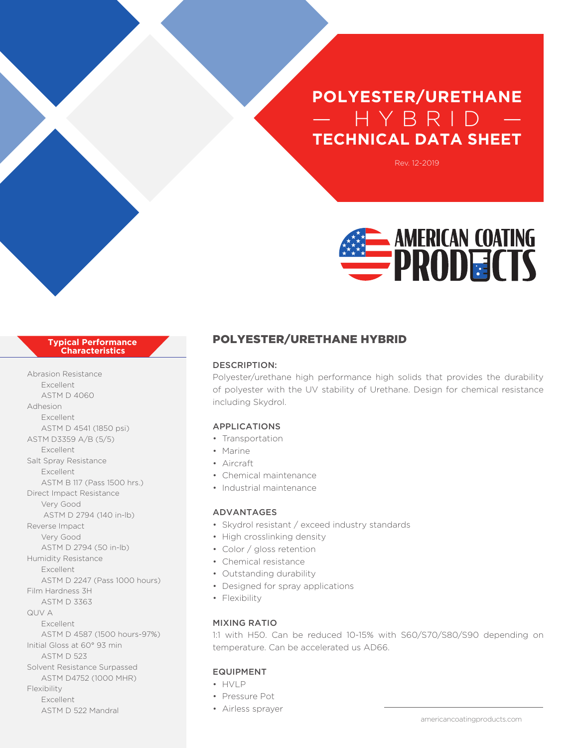# POLYESTER/URETHANE — HYBRID — TECHNICAL DATA SHEET

Rev. 12-2019

AMERICAN COATING PRODUCTS

## POLYESTER/URETHANE HYBRID

### DESCRIPTION:

Polyester/urethane high performance high solids that provides the durability of polyester with the UV stability of Urethane. Design for chemical resistance including Skydrol.

### APPLICATIONS

- Transportation
- Marine
- Aircraft
- Chemical maintenance
- Industrial maintenance

### ADVANTAGES

- Skydrol resistant / exceed industry standards
- High crosslinking density
- Color / gloss retention
- Chemical resistance
- Outstanding durability
- Designed for spray applications
- Flexibility

### MIXING RATIO

1:1 with H50. Can be reduced 10-15% with S60/S70/S80/S90 depending on temperature. Can be accelerated us AD66.

### EQUIPMENT

- HVLP
- Pressure Pot
- Airless sprayer

### Typical Performance Characteristics

Abrasion Resistance
Excellent
ASTM D 4060

Adhesion
Excellent
ASTM D 4541 (1850 psi)

ASTM D3359 A/B (5/5)
Excellent

Salt Spray Resistance
Excellent
ASTM B 117 (Pass 1500 hrs.)

Direct Impact Resistance
Very Good
ASTM D 2794 (140 in-lb)

Reverse Impact
Very Good
ASTM D 2794 (50 in-lb)

Humidity Resistance
Excellent
ASTM D 2247 (Pass 1000 hours)

Film Hardness 3H
ASTM D 3363

QUV A
Excellent
ASTM D 4587 (1500 hours-97%)

Initial Gloss at 60° 93 min
ASTM D 523

Solvent Resistance Surpassed
ASTM D4752 (1000 MHR)

Flexibility
Excellent
ASTM D 522 Mandral

americancoatingproducts.com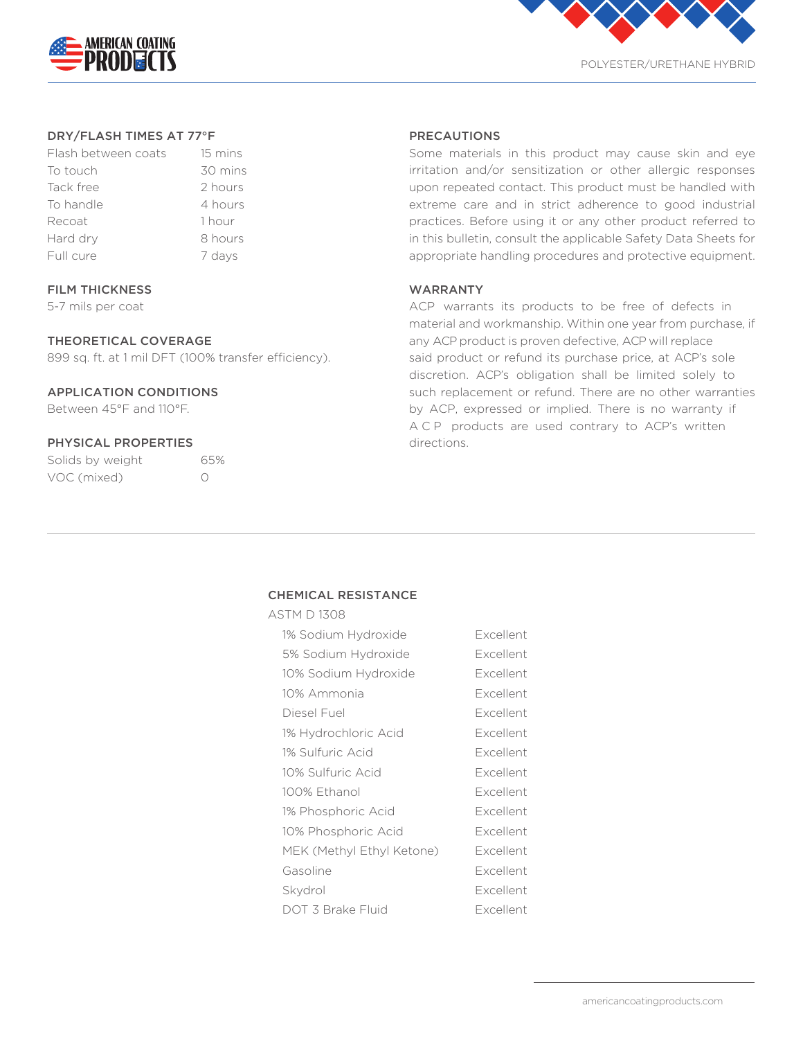## DRY/FLASH TIMES AT 77°F

| | |
|---|---|
| Flash between coats | 15 mins |
| To touch | 30 mins |
| Tack free | 2 hours |
| To handle | 4 hours |
| Recoat | 1 hour |
| Hard dry | 8 hours |
| Full cure | 7 days |

## FILM THICKNESS

5-7 mils per coat

## THEORETICAL COVERAGE

899 sq. ft. at 1 mil DFT (100% transfer efficiency).

## APPLICATION CONDITIONS

Between 45°F and 110°F.

## PHYSICAL PROPERTIES

| | |
|---|---|
| Solids by weight | 65% |
| VOC (mixed) | 0 |

## PRECAUTIONS

Some materials in this product may cause skin and eye irritation and/or sensitization or other allergic responses upon repeated contact. This product must be handled with extreme care and in strict adherence to good industrial practices. Before using it or any other product referred to in this bulletin, consult the applicable Safety Data Sheets for appropriate handling procedures and protective equipment.

## WARRANTY

ACP warrants its products to be free of defects in material and workmanship. Within one year from purchase, if any ACP product is proven defective, ACP will replace said product or refund its purchase price, at ACP's sole discretion. ACP's obligation shall be limited solely to such replacement or refund. There are no other warranties by ACP, expressed or implied. There is no warranty if ACP products are used contrary to ACP's written directions.

## CHEMICAL RESISTANCE

ASTM D 1308

| | |
|---|---|
| 1% Sodium Hydroxide | Excellent |
| 5% Sodium Hydroxide | Excellent |
| 10% Sodium Hydroxide | Excellent |
| 10% Ammonia | Excellent |
| Diesel Fuel | Excellent |
| 1% Hydrochloric Acid | Excellent |
| 1% Sulfuric Acid | Excellent |
| 10% Sulfuric Acid | Excellent |
| 100% Ethanol | Excellent |
| 1% Phosphoric Acid | Excellent |
| 10% Phosphoric Acid | Excellent |
| MEK (Methyl Ethyl Ketone) | Excellent |
| Gasoline | Excellent |
| Skydrol | Excellent |
| DOT 3 Brake Fluid | Excellent |